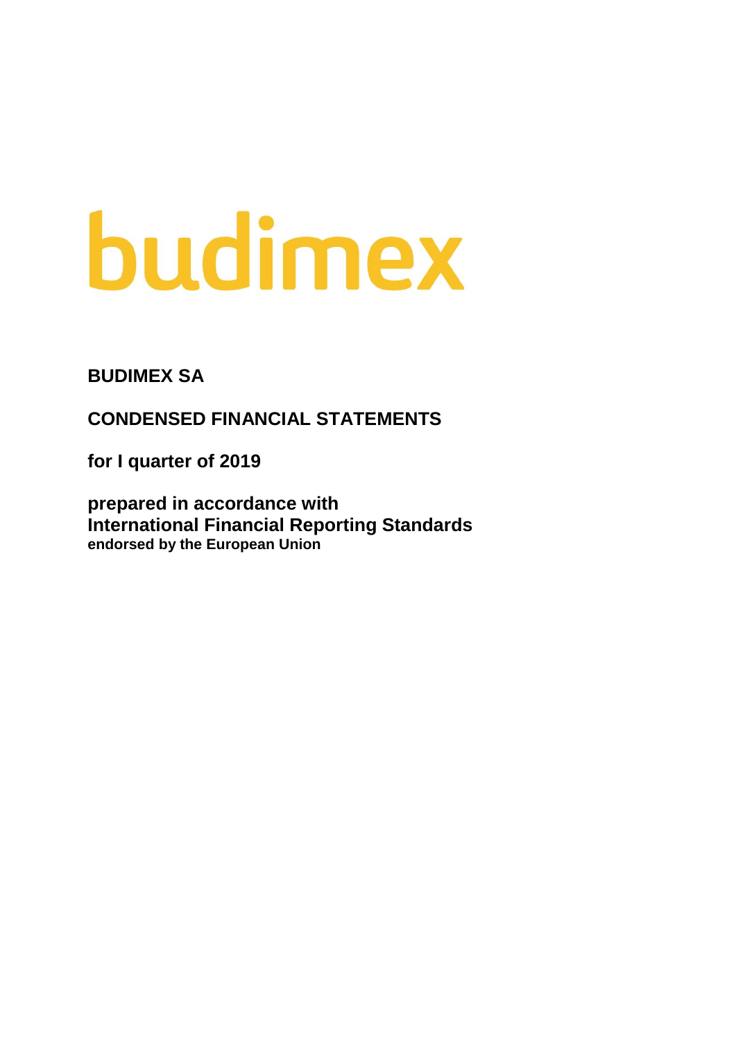budimex

**BUDIMEX SA**

**CONDENSED FINANCIAL STATEMENTS**

**for I quarter of 2019**

**prepared in accordance with**
**International Financial Reporting Standards**
**endorsed by the European Union**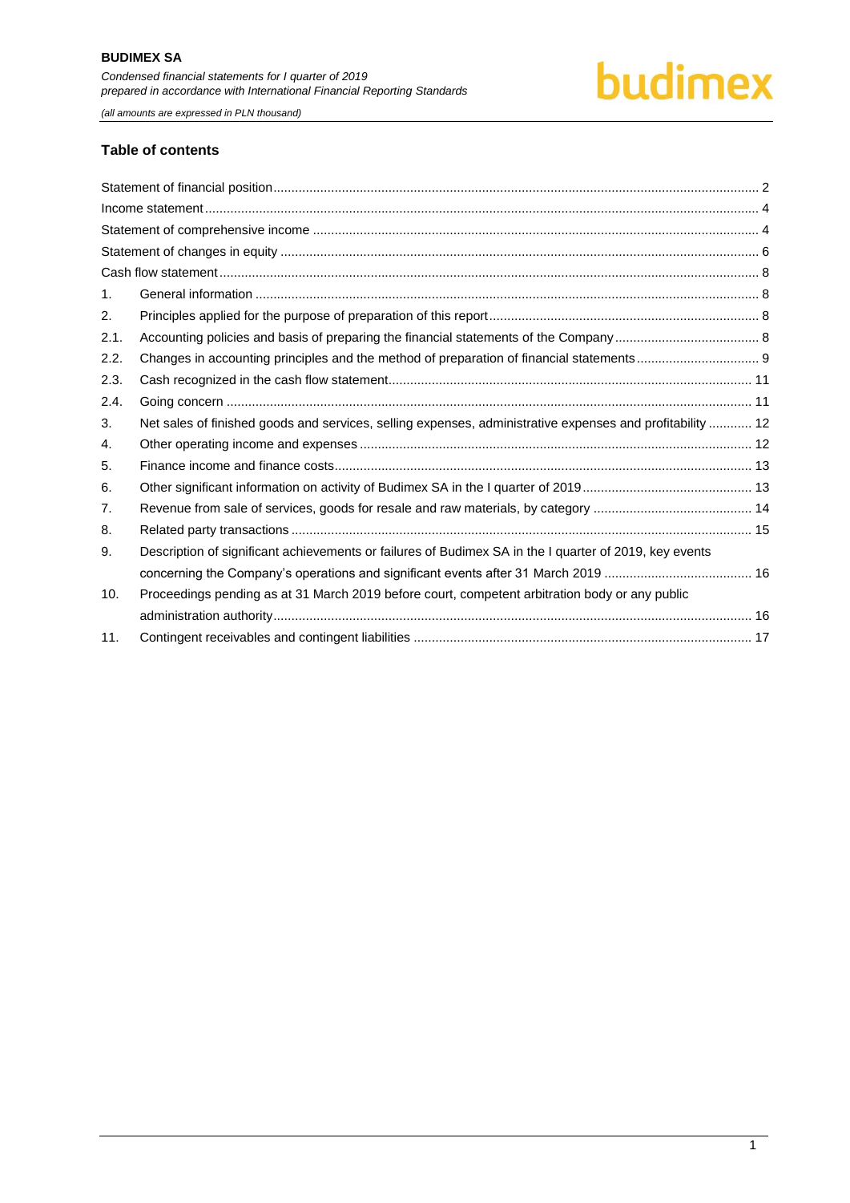## Table of contents

| | | |
|---|---|---|
| Statement of financial position | | 2 |
| Income statement | | 4 |
| Statement of comprehensive income | | 4 |
| Statement of changes in equity | | 6 |
| Cash flow statement | | 8 |
| 1. | General information | 8 |
| 2. | Principles applied for the purpose of preparation of this report | 8 |
| 2.1. | Accounting policies and basis of preparing the financial statements of the Company | 8 |
| 2.2. | Changes in accounting principles and the method of preparation of financial statements | 9 |
| 2.3. | Cash recognized in the cash flow statement | 11 |
| 2.4. | Going concern | 11 |
| 3. | Net sales of finished goods and services, selling expenses, administrative expenses and profitability | 12 |
| 4. | Other operating income and expenses | 12 |
| 5. | Finance income and finance costs | 13 |
| 6. | Other significant information on activity of Budimex SA in the I quarter of 2019 | 13 |
| 7. | Revenue from sale of services, goods for resale and raw materials, by category | 14 |
| 8. | Related party transactions | 15 |
| 9. | Description of significant achievements or failures of Budimex SA in the I quarter of 2019, key events concerning the Company's operations and significant events after 31 March 2019 | 16 |
| 10. | Proceedings pending as at 31 March 2019 before court, competent arbitration body or any public administration authority | 16 |
| 11. | Contingent receivables and contingent liabilities | 17 |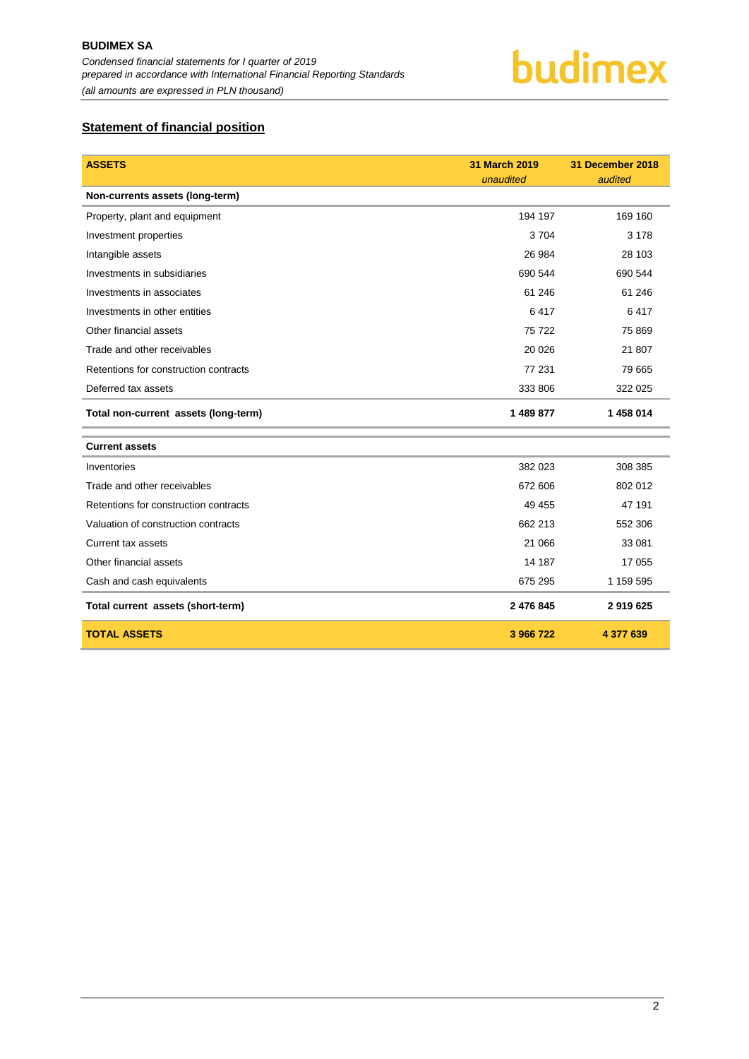## Statement of financial position

| ASSETS | 31 March 2019 *unaudited* | 31 December 2018 *audited* |
|---|---|---|
| **Non-currents assets (long-term)** | | |
| Property, plant and equipment | 194 197 | 169 160 |
| Investment properties | 3 704 | 3 178 |
| Intangible assets | 26 984 | 28 103 |
| Investments in subsidiaries | 690 544 | 690 544 |
| Investments in associates | 61 246 | 61 246 |
| Investments in other entities | 6 417 | 6 417 |
| Other financial assets | 75 722 | 75 869 |
| Trade and other receivables | 20 026 | 21 807 |
| Retentions for construction contracts | 77 231 | 79 665 |
| Deferred tax assets | 333 806 | 322 025 |
| **Total non-current assets (long-term)** | **1 489 877** | **1 458 014** |
| **Current assets** | | |
| Inventories | 382 023 | 308 385 |
| Trade and other receivables | 672 606 | 802 012 |
| Retentions for construction contracts | 49 455 | 47 191 |
| Valuation of construction contracts | 662 213 | 552 306 |
| Current tax assets | 21 066 | 33 081 |
| Other financial assets | 14 187 | 17 055 |
| Cash and cash equivalents | 675 295 | 1 159 595 |
| **Total current assets (short-term)** | **2 476 845** | **2 919 625** |
| **TOTAL ASSETS** | **3 966 722** | **4 377 639** |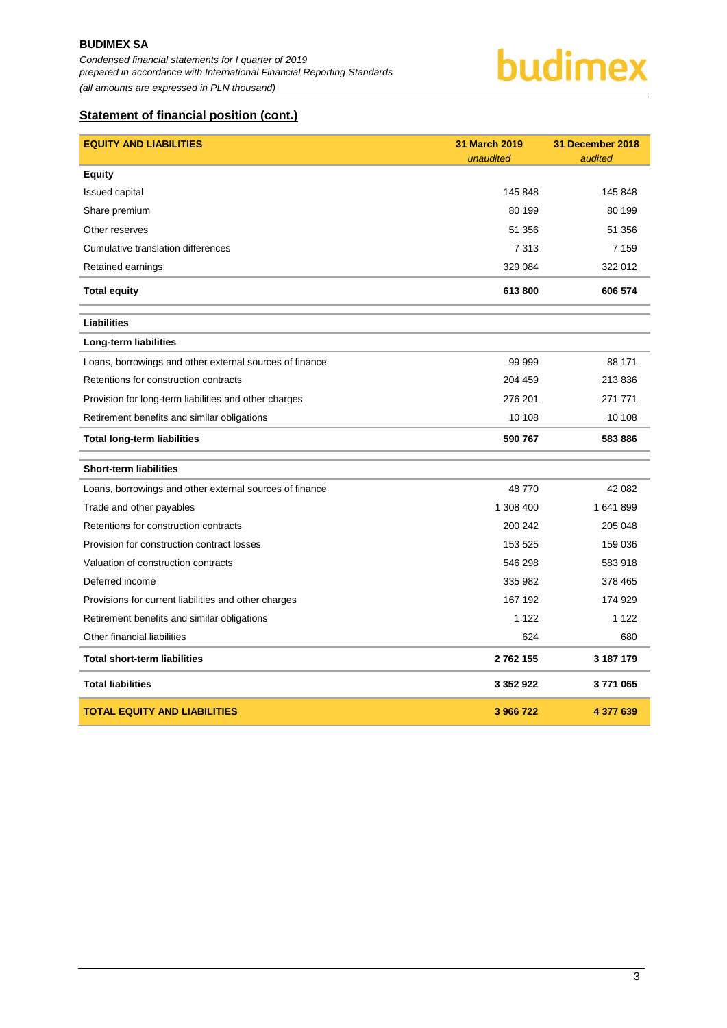## Statement of financial position (cont.)

| EQUITY AND LIABILITIES | 31 March 2019 *unaudited* | 31 December 2018 *audited* |
|---|---|---|
| **Equity** | | |
| Issued capital | 145 848 | 145 848 |
| Share premium | 80 199 | 80 199 |
| Other reserves | 51 356 | 51 356 |
| Cumulative translation differences | 7 313 | 7 159 |
| Retained earnings | 329 084 | 322 012 |
| **Total equity** | **613 800** | **606 574** |
| **Liabilities** | | |
| **Long-term liabilities** | | |
| Loans, borrowings and other external sources of finance | 99 999 | 88 171 |
| Retentions for construction contracts | 204 459 | 213 836 |
| Provision for long-term liabilities and other charges | 276 201 | 271 771 |
| Retirement benefits and similar obligations | 10 108 | 10 108 |
| **Total long-term liabilities** | **590 767** | **583 886** |
| **Short-term liabilities** | | |
| Loans, borrowings and other external sources of finance | 48 770 | 42 082 |
| Trade and other payables | 1 308 400 | 1 641 899 |
| Retentions for construction contracts | 200 242 | 205 048 |
| Provision for construction contract losses | 153 525 | 159 036 |
| Valuation of construction contracts | 546 298 | 583 918 |
| Deferred income | 335 982 | 378 465 |
| Provisions for current liabilities and other charges | 167 192 | 174 929 |
| Retirement benefits and similar obligations | 1 122 | 1 122 |
| Other financial liabilities | 624 | 680 |
| **Total short-term liabilities** | **2 762 155** | **3 187 179** |
| **Total liabilities** | **3 352 922** | **3 771 065** |
| **TOTAL EQUITY AND LIABILITIES** | **3 966 722** | **4 377 639** |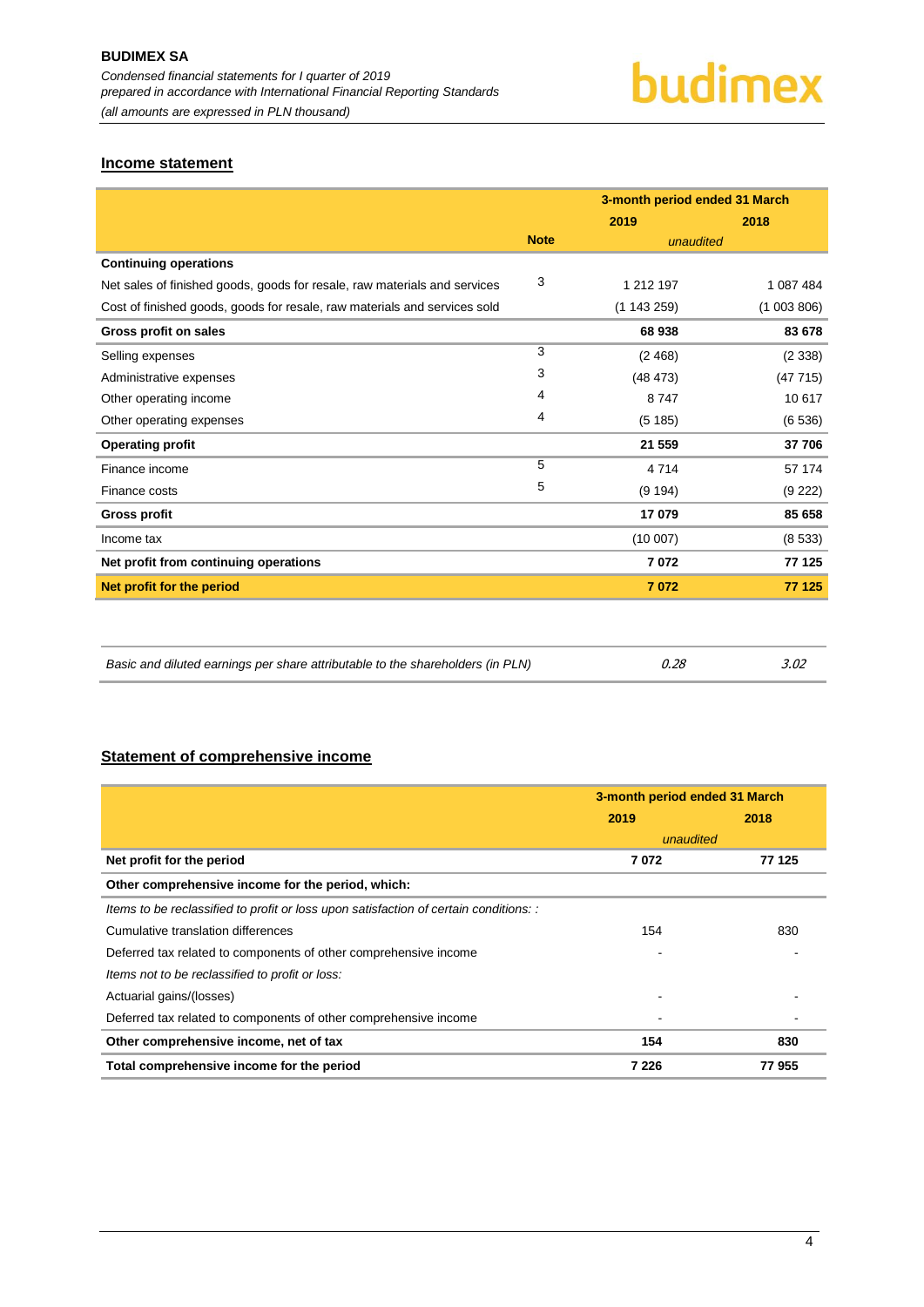## Income statement

| | Note | 3-month period ended 31 March | |
|---|---|---|---|
| | | 2019 | 2018 |
| | | *unaudited* | |
| **Continuing operations** | | | |
| Net sales of finished goods, goods for resale, raw materials and services | 3 | 1 212 197 | 1 087 484 |
| Cost of finished goods, goods for resale, raw materials and services sold | | (1 143 259) | (1 003 806) |
| **Gross profit on sales** | | **68 938** | **83 678** |
| Selling expenses | 3 | (2 468) | (2 338) |
| Administrative expenses | 3 | (48 473) | (47 715) |
| Other operating income | 4 | 8 747 | 10 617 |
| Other operating expenses | 4 | (5 185) | (6 536) |
| **Operating profit** | | **21 559** | **37 706** |
| Finance income | 5 | 4 714 | 57 174 |
| Finance costs | 5 | (9 194) | (9 222) |
| **Gross profit** | | **17 079** | **85 658** |
| Income tax | | (10 007) | (8 533) |
| **Net profit from continuing operations** | | **7 072** | **77 125** |
| **Net profit for the period** | | **7 072** | **77 125** |

| | | |
|---|---|---|
| *Basic and diluted earnings per share attributable to the shareholders (in PLN)* | *0.28* | *3.02* |

## Statement of comprehensive income

| | 3-month period ended 31 March | |
|---|---|---|
| | 2019 | 2018 |
| | *unaudited* | |
| **Net profit for the period** | **7 072** | **77 125** |
| **Other comprehensive income for the period, which:** | | |
| *Items to be reclassified to profit or loss upon satisfaction of certain conditions: :* | | |
| Cumulative translation differences | 154 | 830 |
| Deferred tax related to components of other comprehensive income | - | - |
| *Items not to be reclassified to profit or loss:* | | |
| Actuarial gains/(losses) | - | - |
| Deferred tax related to components of other comprehensive income | - | - |
| **Other comprehensive income, net of tax** | **154** | **830** |
| **Total comprehensive income for the period** | **7 226** | **77 955** |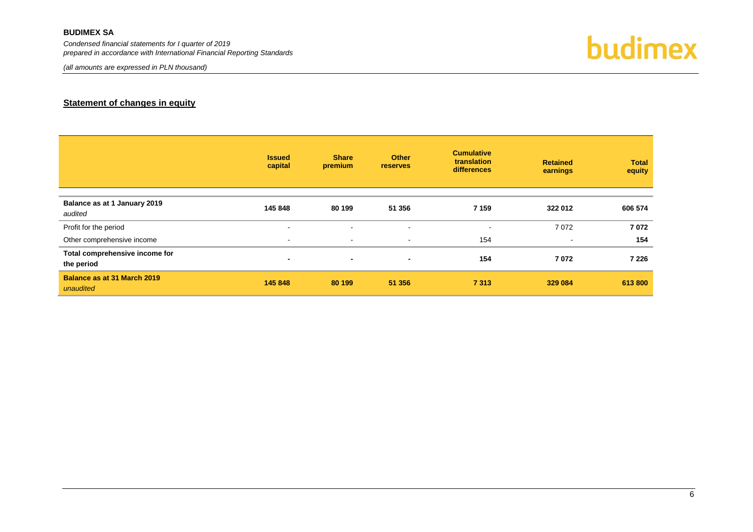## Statement of changes in equity

| | Issued capital | Share premium | Other reserves | Cumulative translation differences | Retained earnings | Total equity |
|---|---|---|---|---|---|---|
| **Balance as at 1 January 2019** *audited* | **145 848** | **80 199** | **51 356** | **7 159** | **322 012** | **606 574** |
| Profit for the period | - | - | - | - | 7 072 | **7 072** |
| Other comprehensive income | - | - | - | 154 | - | **154** |
| **Total comprehensive income for the period** | **-** | **-** | **-** | **154** | **7 072** | **7 226** |
| **Balance as at 31 March 2019** *unaudited* | **145 848** | **80 199** | **51 356** | **7 313** | **329 084** | **613 800** |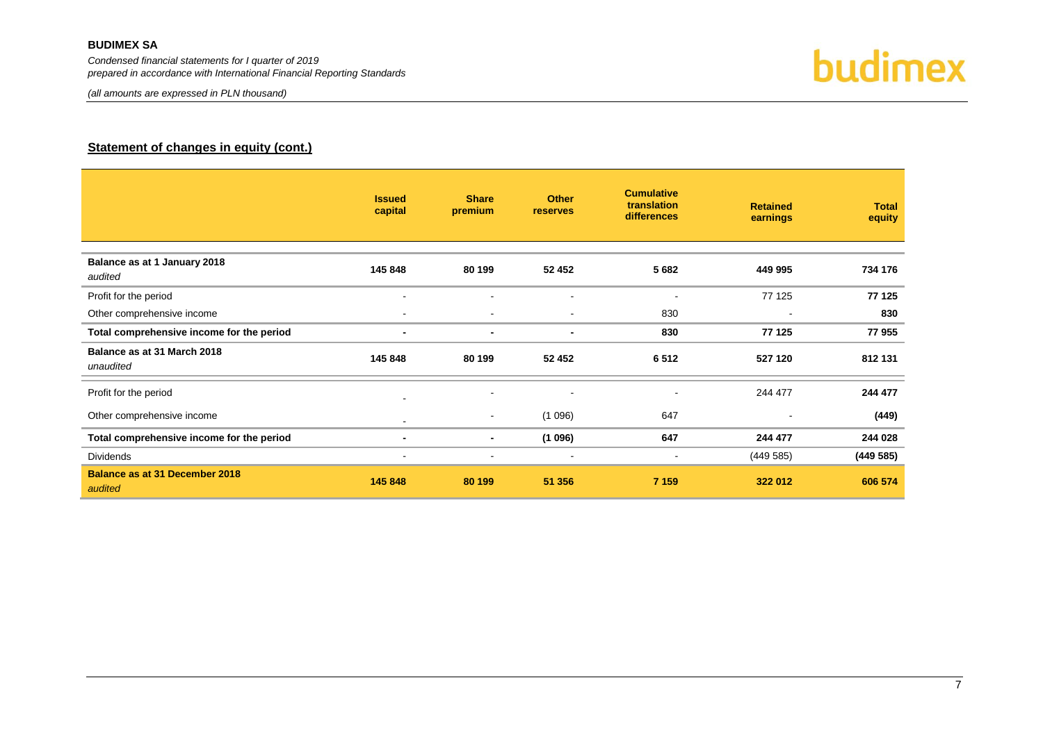## Statement of changes in equity (cont.)

| | Issued capital | Share premium | Other reserves | Cumulative translation differences | Retained earnings | Total equity |
|---|---|---|---|---|---|---|
| **Balance as at 1 January 2018** *audited* | **145 848** | **80 199** | **52 452** | **5 682** | **449 995** | **734 176** |
| Profit for the period | - | - | - | - | 77 125 | **77 125** |
| Other comprehensive income | - | - | - | 830 | - | **830** |
| **Total comprehensive income for the period** | **-** | **-** | **-** | **830** | **77 125** | **77 955** |
| **Balance as at 31 March 2018** *unaudited* | **145 848** | **80 199** | **52 452** | **6 512** | **527 120** | **812 131** |
| Profit for the period | - | - | - | - | 244 477 | **244 477** |
| Other comprehensive income | - | - | (1 096) | 647 | - | **(449)** |
| **Total comprehensive income for the period** | **-** | **-** | **(1 096)** | **647** | **244 477** | **244 028** |
| Dividends | - | - | - | - | (449 585) | **(449 585)** |
| **Balance as at 31 December 2018** *audited* | **145 848** | **80 199** | **51 356** | **7 159** | **322 012** | **606 574** |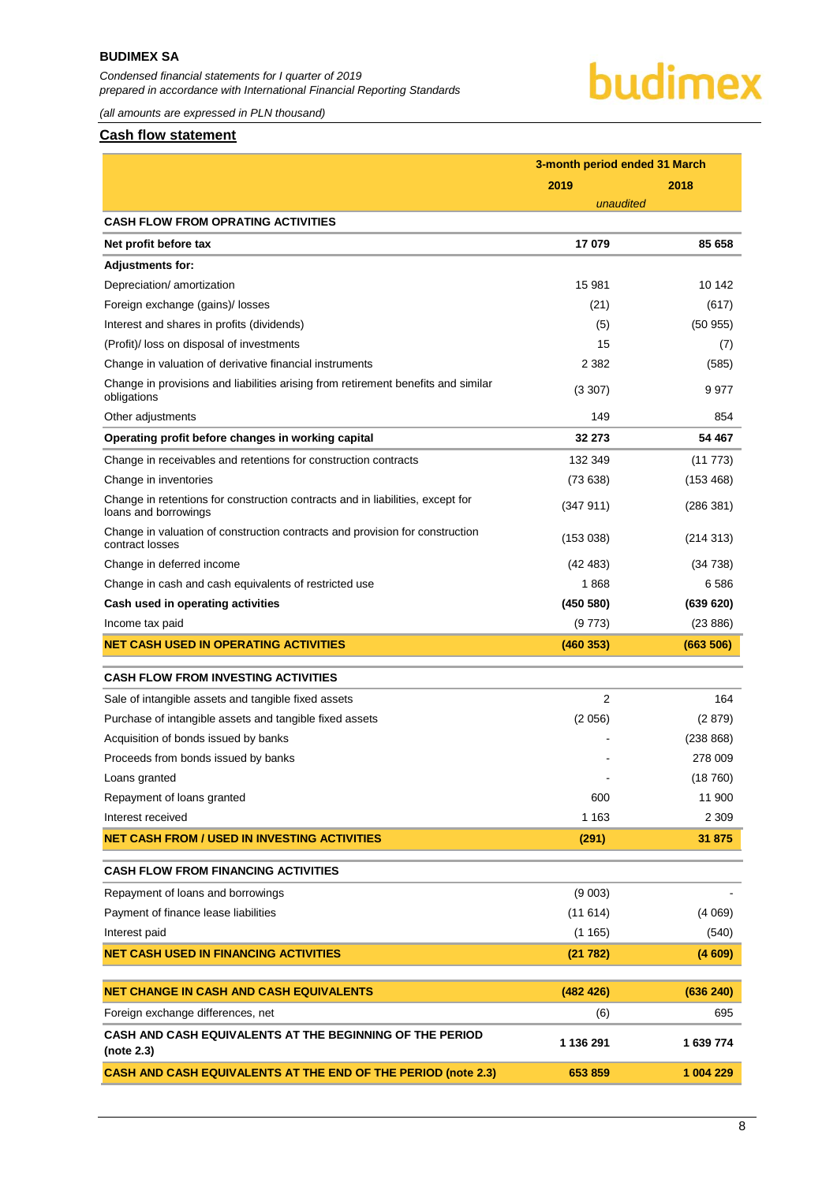## Cash flow statement

| | 3-month period ended 31 March | |
|---|---|---|
| | 2019 | 2018 |
| | *unaudited* | |
| **CASH FLOW FROM OPRATING ACTIVITIES** | | |
| **Net profit before tax** | **17 079** | **85 658** |
| **Adjustments for:** | | |
| Depreciation/ amortization | 15 981 | 10 142 |
| Foreign exchange (gains)/ losses | (21) | (617) |
| Interest and shares in profits (dividends) | (5) | (50 955) |
| (Profit)/ loss on disposal of investments | 15 | (7) |
| Change in valuation of derivative financial instruments | 2 382 | (585) |
| Change in provisions and liabilities arising from retirement benefits and similar obligations | (3 307) | 9 977 |
| Other adjustments | 149 | 854 |
| **Operating profit before changes in working capital** | **32 273** | **54 467** |
| Change in receivables and retentions for construction contracts | 132 349 | (11 773) |
| Change in inventories | (73 638) | (153 468) |
| Change in retentions for construction contracts and in liabilities, except for loans and borrowings | (347 911) | (286 381) |
| Change in valuation of construction contracts and provision for construction contract losses | (153 038) | (214 313) |
| Change in deferred income | (42 483) | (34 738) |
| Change in cash and cash equivalents of restricted use | 1 868 | 6 586 |
| **Cash used in operating activities** | **(450 580)** | **(639 620)** |
| Income tax paid | (9 773) | (23 886) |
| **NET CASH USED IN OPERATING ACTIVITIES** | **(460 353)** | **(663 506)** |
| **CASH FLOW FROM INVESTING ACTIVITIES** | | |
| Sale of intangible assets and tangible fixed assets | 2 | 164 |
| Purchase of intangible assets and tangible fixed assets | (2 056) | (2 879) |
| Acquisition of bonds issued by banks | - | (238 868) |
| Proceeds from bonds issued by banks | - | 278 009 |
| Loans granted | - | (18 760) |
| Repayment of loans granted | 600 | 11 900 |
| Interest received | 1 163 | 2 309 |
| **NET CASH FROM / USED IN INVESTING ACTIVITIES** | **(291)** | **31 875** |
| **CASH FLOW FROM FINANCING ACTIVITIES** | | |
| Repayment of loans and borrowings | (9 003) | - |
| Payment of finance lease liabilities | (11 614) | (4 069) |
| Interest paid | (1 165) | (540) |
| **NET CASH USED IN FINANCING ACTIVITIES** | **(21 782)** | **(4 609)** |
| **NET CHANGE IN CASH AND CASH EQUIVALENTS** | **(482 426)** | **(636 240)** |
| Foreign exchange differences, net | (6) | 695 |
| **CASH AND CASH EQUIVALENTS AT THE BEGINNING OF THE PERIOD (note 2.3)** | **1 136 291** | **1 639 774** |
| **CASH AND CASH EQUIVALENTS AT THE END OF THE PERIOD (note 2.3)** | **653 859** | **1 004 229** |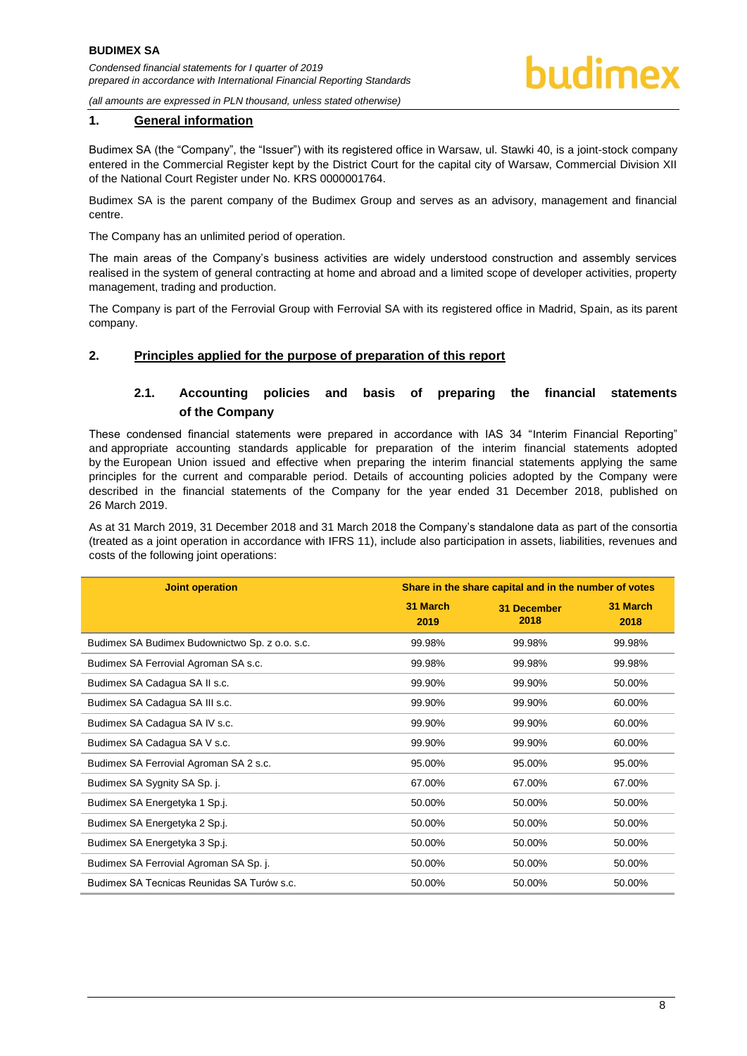## 1. General information

Budimex SA (the "Company", the "Issuer") with its registered office in Warsaw, ul. Stawki 40, is a joint-stock company entered in the Commercial Register kept by the District Court for the capital city of Warsaw, Commercial Division XII of the National Court Register under No. KRS 0000001764.

Budimex SA is the parent company of the Budimex Group and serves as an advisory, management and financial centre.

The Company has an unlimited period of operation.

The main areas of the Company's business activities are widely understood construction and assembly services realised in the system of general contracting at home and abroad and a limited scope of developer activities, property management, trading and production.

The Company is part of the Ferrovial Group with Ferrovial SA with its registered office in Madrid, Spain, as its parent company.

## 2. Principles applied for the purpose of preparation of this report

### 2.1. Accounting policies and basis of preparing the financial statements of the Company

These condensed financial statements were prepared in accordance with IAS 34 "Interim Financial Reporting" and appropriate accounting standards applicable for preparation of the interim financial statements adopted by the European Union issued and effective when preparing the interim financial statements applying the same principles for the current and comparable period. Details of accounting policies adopted by the Company were described in the financial statements of the Company for the year ended 31 December 2018, published on 26 March 2019.

As at 31 March 2019, 31 December 2018 and 31 March 2018 the Company's standalone data as part of the consortia (treated as a joint operation in accordance with IFRS 11), include also participation in assets, liabilities, revenues and costs of the following joint operations:

| Joint operation | Share in the share capital and in the number of votes | | |
|---|---|---|---|
| | 31 March 2019 | 31 December 2018 | 31 March 2018 |
| Budimex SA Budimex Budownictwo Sp. z o.o. s.c. | 99.98% | 99.98% | 99.98% |
| Budimex SA Ferrovial Agroman SA s.c. | 99.98% | 99.98% | 99.98% |
| Budimex SA Cadagua SA II s.c. | 99.90% | 99.90% | 50.00% |
| Budimex SA Cadagua SA III s.c. | 99.90% | 99.90% | 60.00% |
| Budimex SA Cadagua SA IV s.c. | 99.90% | 99.90% | 60.00% |
| Budimex SA Cadagua SA V s.c. | 99.90% | 99.90% | 60.00% |
| Budimex SA Ferrovial Agroman SA 2 s.c. | 95.00% | 95.00% | 95.00% |
| Budimex SA Sygnity SA Sp. j. | 67.00% | 67.00% | 67.00% |
| Budimex SA Energetyka 1 Sp.j. | 50.00% | 50.00% | 50.00% |
| Budimex SA Energetyka 2 Sp.j. | 50.00% | 50.00% | 50.00% |
| Budimex SA Energetyka 3 Sp.j. | 50.00% | 50.00% | 50.00% |
| Budimex SA Ferrovial Agroman SA Sp. j. | 50.00% | 50.00% | 50.00% |
| Budimex SA Tecnicas Reunidas SA Turów s.c. | 50.00% | 50.00% | 50.00% |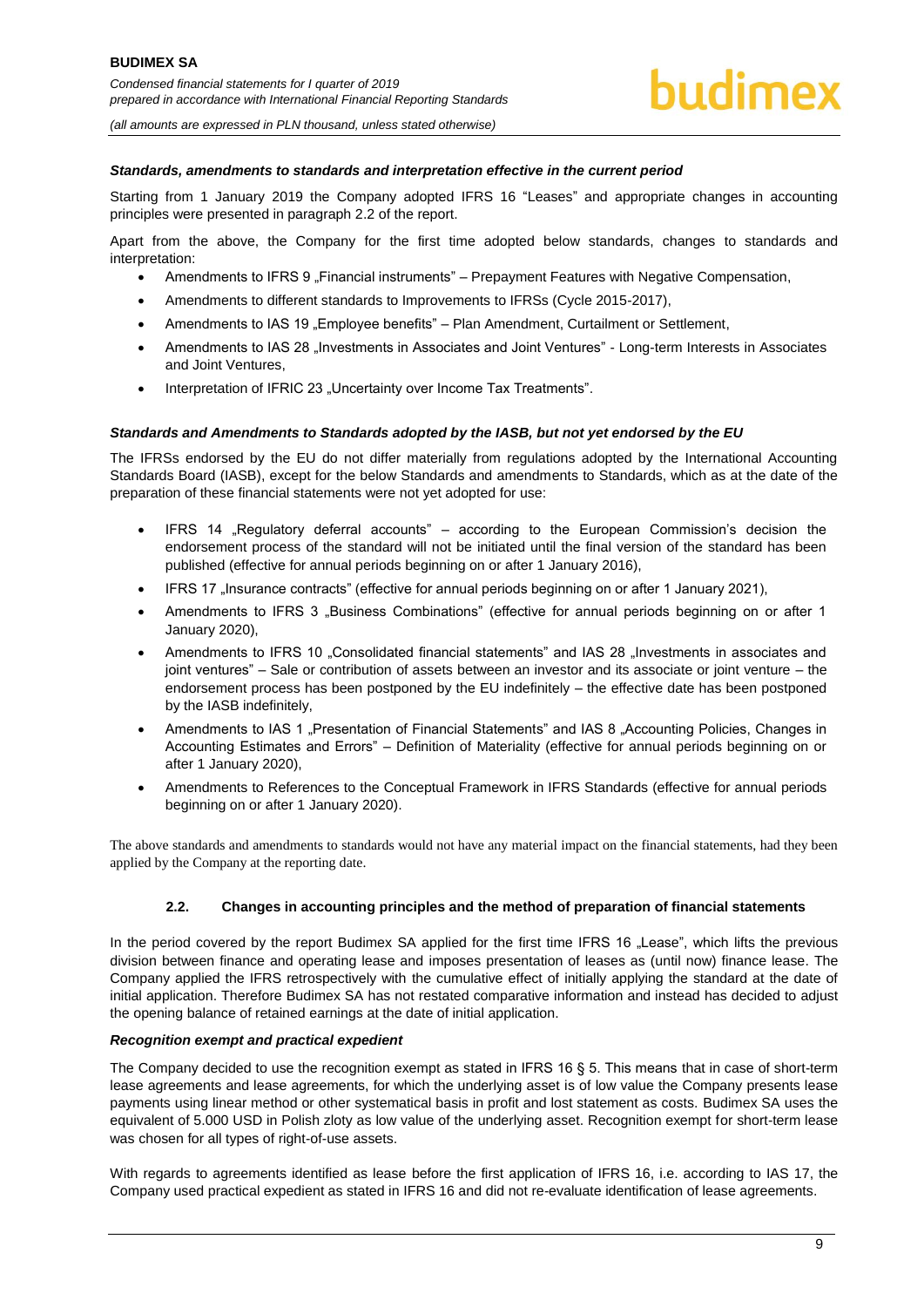***Standards, amendments to standards and interpretation effective in the current period***

Starting from 1 January 2019 the Company adopted IFRS 16 "Leases" and appropriate changes in accounting principles were presented in paragraph 2.2 of the report.

Apart from the above, the Company for the first time adopted below standards, changes to standards and interpretation:

- Amendments to IFRS 9 „Financial instruments" – Prepayment Features with Negative Compensation,
- Amendments to different standards to Improvements to IFRSs (Cycle 2015-2017),
- Amendments to IAS 19 „Employee benefits" – Plan Amendment, Curtailment or Settlement,
- Amendments to IAS 28 „Investments in Associates and Joint Ventures" - Long-term Interests in Associates and Joint Ventures,
- Interpretation of IFRIC 23 „Uncertainty over Income Tax Treatments".

***Standards and Amendments to Standards adopted by the IASB, but not yet endorsed by the EU***

The IFRSs endorsed by the EU do not differ materially from regulations adopted by the International Accounting Standards Board (IASB), except for the below Standards and amendments to Standards, which as at the date of the preparation of these financial statements were not yet adopted for use:

- IFRS 14 „Regulatory deferral accounts" – according to the European Commission's decision the endorsement process of the standard will not be initiated until the final version of the standard has been published (effective for annual periods beginning on or after 1 January 2016),
- IFRS 17 „Insurance contracts" (effective for annual periods beginning on or after 1 January 2021),
- Amendments to IFRS 3 „Business Combinations" (effective for annual periods beginning on or after 1 January 2020),
- Amendments to IFRS 10 „Consolidated financial statements" and IAS 28 „Investments in associates and joint ventures" – Sale or contribution of assets between an investor and its associate or joint venture – the endorsement process has been postponed by the EU indefinitely – the effective date has been postponed by the IASB indefinitely,
- Amendments to IAS 1 „Presentation of Financial Statements" and IAS 8 „Accounting Policies, Changes in Accounting Estimates and Errors" – Definition of Materiality (effective for annual periods beginning on or after 1 January 2020),
- Amendments to References to the Conceptual Framework in IFRS Standards (effective for annual periods beginning on or after 1 January 2020).

The above standards and amendments to standards would not have any material impact on the financial statements, had they been applied by the Company at the reporting date.

### 2.2. Changes in accounting principles and the method of preparation of financial statements

In the period covered by the report Budimex SA applied for the first time IFRS 16 „Lease", which lifts the previous division between finance and operating lease and imposes presentation of leases as (until now) finance lease. The Company applied the IFRS retrospectively with the cumulative effect of initially applying the standard at the date of initial application. Therefore Budimex SA has not restated comparative information and instead has decided to adjust the opening balance of retained earnings at the date of initial application.

***Recognition exempt and practical expedient***

The Company decided to use the recognition exempt as stated in IFRS 16 § 5. This means that in case of short-term lease agreements and lease agreements, for which the underlying asset is of low value the Company presents lease payments using linear method or other systematical basis in profit and lost statement as costs. Budimex SA uses the equivalent of 5.000 USD in Polish zloty as low value of the underlying asset. Recognition exempt for short-term lease was chosen for all types of right-of-use assets.

With regards to agreements identified as lease before the first application of IFRS 16, i.e. according to IAS 17, the Company used practical expedient as stated in IFRS 16 and did not re-evaluate identification of lease agreements.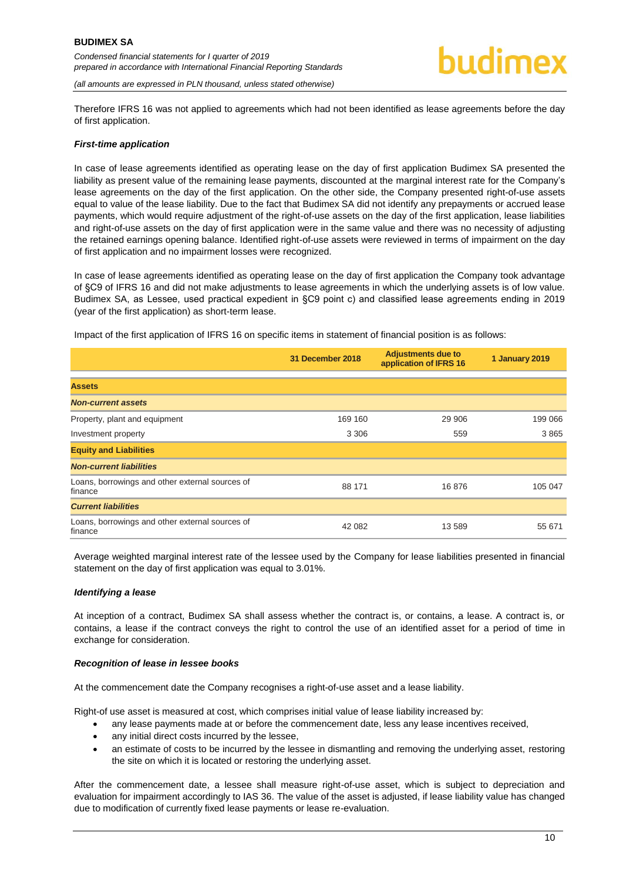Therefore IFRS 16 was not applied to agreements which had not been identified as lease agreements before the day of first application.

***First-time application***

In case of lease agreements identified as operating lease on the day of first application Budimex SA presented the liability as present value of the remaining lease payments, discounted at the marginal interest rate for the Company's lease agreements on the day of the first application. On the other side, the Company presented right-of-use assets equal to value of the lease liability. Due to the fact that Budimex SA did not identify any prepayments or accrued lease payments, which would require adjustment of the right-of-use assets on the day of the first application, lease liabilities and right-of-use assets on the day of first application were in the same value and there was no necessity of adjusting the retained earnings opening balance. Identified right-of-use assets were reviewed in terms of impairment on the day of first application and no impairment losses were recognized.

In case of lease agreements identified as operating lease on the day of first application the Company took advantage of §C9 of IFRS 16 and did not make adjustments to lease agreements in which the underlying assets is of low value. Budimex SA, as Lessee, used practical expedient in §C9 point c) and classified lease agreements ending in 2019 (year of the first application) as short-term lease.

Impact of the first application of IFRS 16 on specific items in statement of financial position is as follows:

| | 31 December 2018 | Adjustments due to application of IFRS 16 | 1 January 2019 |
|---|---|---|---|
| **Assets** | | | |
| ***Non-current assets*** | | | |
| Property, plant and equipment | 169 160 | 29 906 | 199 066 |
| Investment property | 3 306 | 559 | 3 865 |
| **Equity and Liabilities** | | | |
| ***Non-current liabilities*** | | | |
| Loans, borrowings and other external sources of finance | 88 171 | 16 876 | 105 047 |
| ***Current liabilities*** | | | |
| Loans, borrowings and other external sources of finance | 42 082 | 13 589 | 55 671 |

Average weighted marginal interest rate of the lessee used by the Company for lease liabilities presented in financial statement on the day of first application was equal to 3.01%.

***Identifying a lease***

At inception of a contract, Budimex SA shall assess whether the contract is, or contains, a lease. A contract is, or contains, a lease if the contract conveys the right to control the use of an identified asset for a period of time in exchange for consideration.

***Recognition of lease in lessee books***

At the commencement date the Company recognises a right-of-use asset and a lease liability.

Right-of use asset is measured at cost, which comprises initial value of lease liability increased by:

- any lease payments made at or before the commencement date, less any lease incentives received,
- any initial direct costs incurred by the lessee,
- an estimate of costs to be incurred by the lessee in dismantling and removing the underlying asset, restoring the site on which it is located or restoring the underlying asset.

After the commencement date, a lessee shall measure right-of-use asset, which is subject to depreciation and evaluation for impairment accordingly to IAS 36. The value of the asset is adjusted, if lease liability value has changed due to modification of currently fixed lease payments or lease re-evaluation.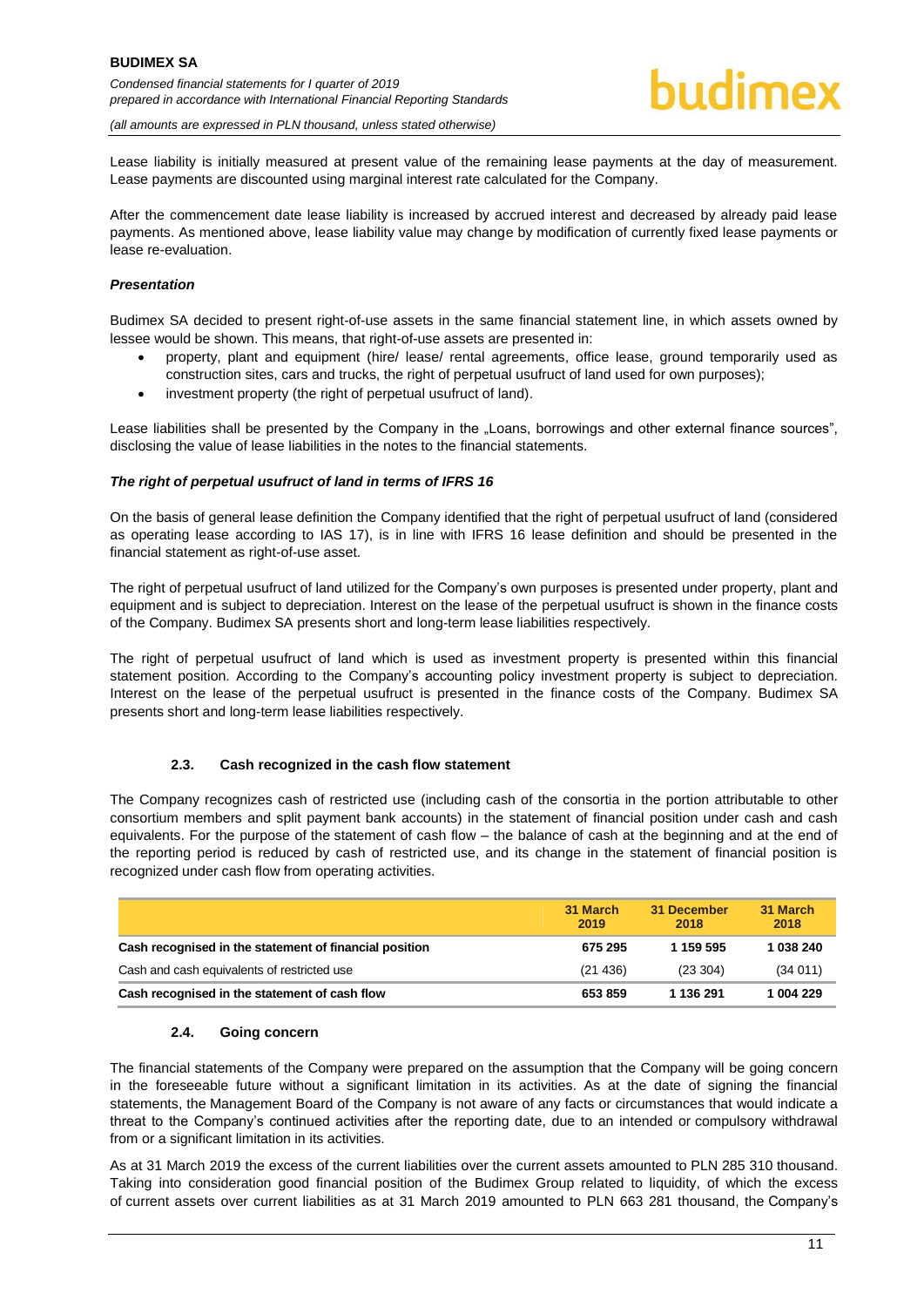Lease liability is initially measured at present value of the remaining lease payments at the day of measurement. Lease payments are discounted using marginal interest rate calculated for the Company.

After the commencement date lease liability is increased by accrued interest and decreased by already paid lease payments. As mentioned above, lease liability value may change by modification of currently fixed lease payments or lease re-evaluation.

***Presentation***

Budimex SA decided to present right-of-use assets in the same financial statement line, in which assets owned by lessee would be shown. This means, that right-of-use assets are presented in:

- property, plant and equipment (hire/ lease/ rental agreements, office lease, ground temporarily used as construction sites, cars and trucks, the right of perpetual usufruct of land used for own purposes);
- investment property (the right of perpetual usufruct of land).

Lease liabilities shall be presented by the Company in the „Loans, borrowings and other external finance sources", disclosing the value of lease liabilities in the notes to the financial statements.

***The right of perpetual usufruct of land in terms of IFRS 16***

On the basis of general lease definition the Company identified that the right of perpetual usufruct of land (considered as operating lease according to IAS 17), is in line with IFRS 16 lease definition and should be presented in the financial statement as right-of-use asset.

The right of perpetual usufruct of land utilized for the Company's own purposes is presented under property, plant and equipment and is subject to depreciation. Interest on the lease of the perpetual usufruct is shown in the finance costs of the Company. Budimex SA presents short and long-term lease liabilities respectively.

The right of perpetual usufruct of land which is used as investment property is presented within this financial statement position. According to the Company's accounting policy investment property is subject to depreciation. Interest on the lease of the perpetual usufruct is presented in the finance costs of the Company. Budimex SA presents short and long-term lease liabilities respectively.

### 2.3. Cash recognized in the cash flow statement

The Company recognizes cash of restricted use (including cash of the consortia in the portion attributable to other consortium members and split payment bank accounts) in the statement of financial position under cash and cash equivalents. For the purpose of the statement of cash flow – the balance of cash at the beginning and at the end of the reporting period is reduced by cash of restricted use, and its change in the statement of financial position is recognized under cash flow from operating activities.

| | 31 March 2019 | 31 December 2018 | 31 March 2018 |
|---|---|---|---|
| **Cash recognised in the statement of financial position** | **675 295** | **1 159 595** | **1 038 240** |
| Cash and cash equivalents of restricted use | (21 436) | (23 304) | (34 011) |
| **Cash recognised in the statement of cash flow** | **653 859** | **1 136 291** | **1 004 229** |

### 2.4. Going concern

The financial statements of the Company were prepared on the assumption that the Company will be going concern in the foreseeable future without a significant limitation in its activities. As at the date of signing the financial statements, the Management Board of the Company is not aware of any facts or circumstances that would indicate a threat to the Company's continued activities after the reporting date, due to an intended or compulsory withdrawal from or a significant limitation in its activities.

As at 31 March 2019 the excess of the current liabilities over the current assets amounted to PLN 285 310 thousand. Taking into consideration good financial position of the Budimex Group related to liquidity, of which the excess of current assets over current liabilities as at 31 March 2019 amounted to PLN 663 281 thousand, the Company's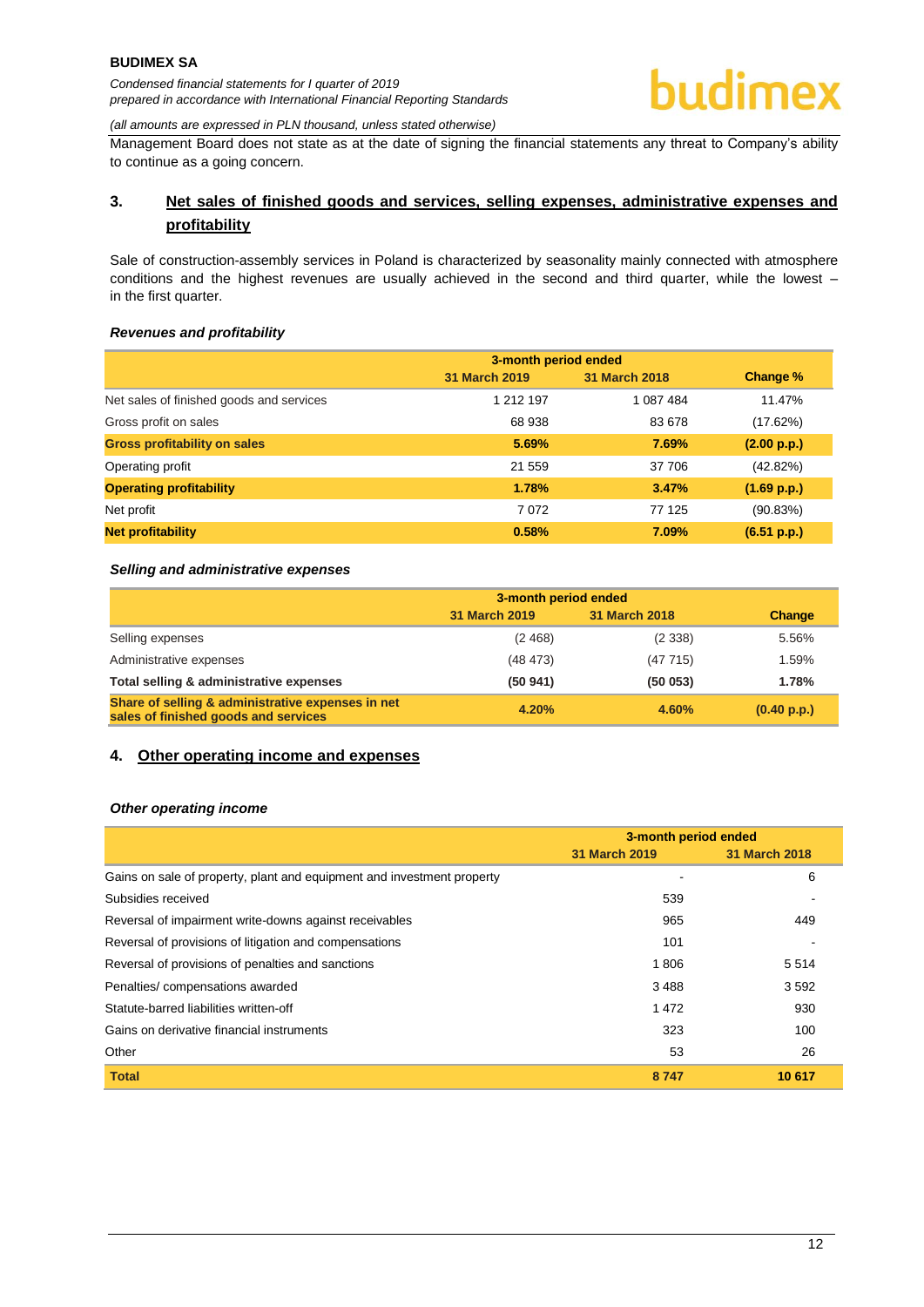Management Board does not state as at the date of signing the financial statements any threat to Company's ability to continue as a going concern.

## 3. Net sales of finished goods and services, selling expenses, administrative expenses and profitability

Sale of construction-assembly services in Poland is characterized by seasonality mainly connected with atmosphere conditions and the highest revenues are usually achieved in the second and third quarter, while the lowest – in the first quarter.

### *Revenues and profitability*

| | 3-month period ended | | |
|---|---|---|---|
| | 31 March 2019 | 31 March 2018 | Change % |
| Net sales of finished goods and services | 1 212 197 | 1 087 484 | 11.47% |
| Gross profit on sales | 68 938 | 83 678 | (17.62%) |
| **Gross profitability on sales** | **5.69%** | **7.69%** | **(2.00 p.p.)** |
| Operating profit | 21 559 | 37 706 | (42.82%) |
| **Operating profitability** | **1.78%** | **3.47%** | **(1.69 p.p.)** |
| Net profit | 7 072 | 77 125 | (90.83%) |
| **Net profitability** | **0.58%** | **7.09%** | **(6.51 p.p.)** |

### *Selling and administrative expenses*

| | 3-month period ended | | |
|---|---|---|---|
| | 31 March 2019 | 31 March 2018 | Change |
| Selling expenses | (2 468) | (2 338) | 5.56% |
| Administrative expenses | (48 473) | (47 715) | 1.59% |
| **Total selling & administrative expenses** | **(50 941)** | **(50 053)** | **1.78%** |
| **Share of selling & administrative expenses in net sales of finished goods and services** | **4.20%** | **4.60%** | **(0.40 p.p.)** |

## 4. Other operating income and expenses

### *Other operating income*

| | 3-month period ended | |
|---|---|---|
| | 31 March 2019 | 31 March 2018 |
| Gains on sale of property, plant and equipment and investment property | - | 6 |
| Subsidies received | 539 | - |
| Reversal of impairment write-downs against receivables | 965 | 449 |
| Reversal of provisions of litigation and compensations | 101 | - |
| Reversal of provisions of penalties and sanctions | 1 806 | 5 514 |
| Penalties/ compensations awarded | 3 488 | 3 592 |
| Statute-barred liabilities written-off | 1 472 | 930 |
| Gains on derivative financial instruments | 323 | 100 |
| Other | 53 | 26 |
| **Total** | **8 747** | **10 617** |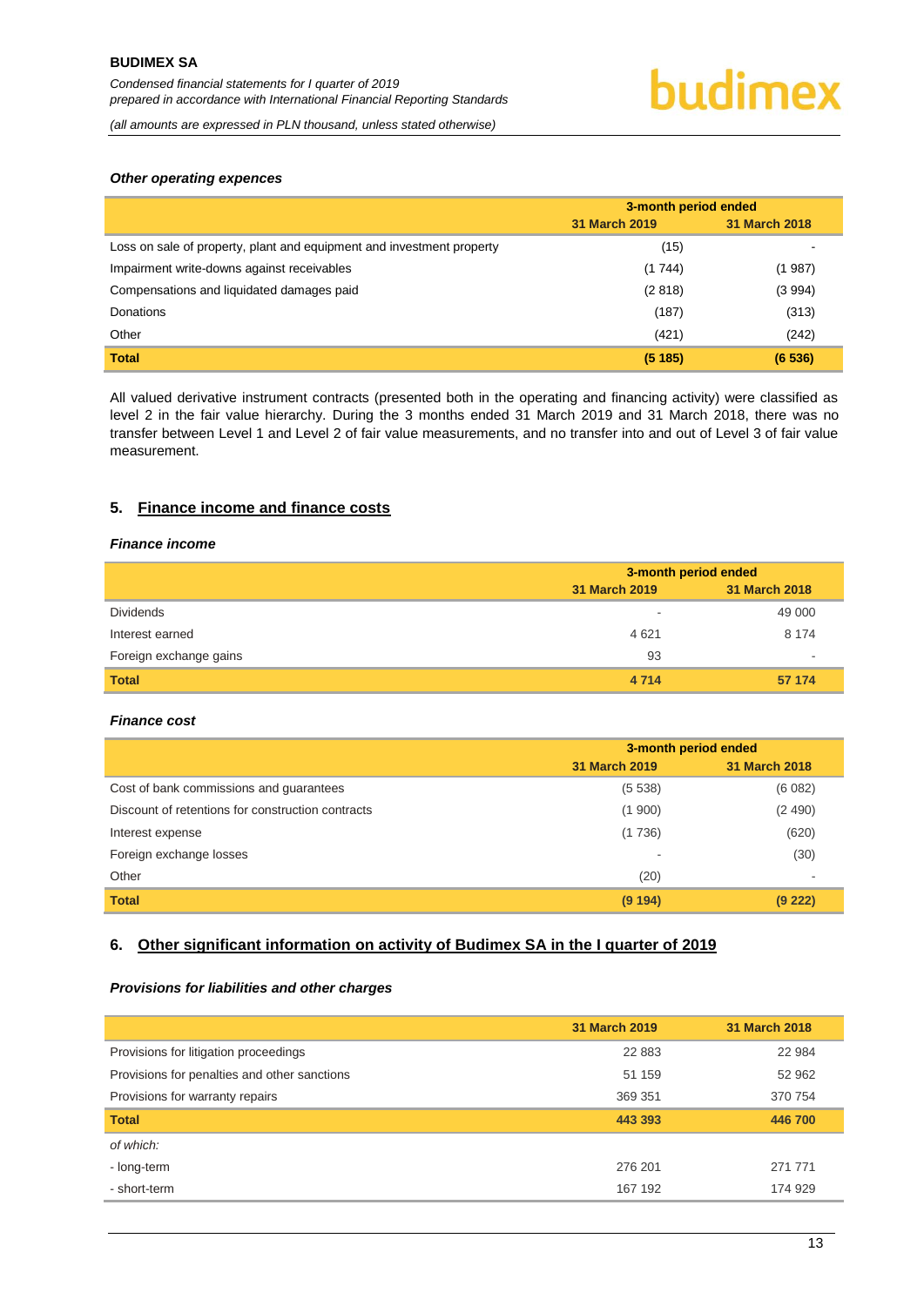#### *Other operating expences*

| | 3-month period ended | |
|---|---|---|
| | **31 March 2019** | **31 March 2018** |
| Loss on sale of property, plant and equipment and investment property | (15) | - |
| Impairment write-downs against receivables | (1 744) | (1 987) |
| Compensations and liquidated damages paid | (2 818) | (3 994) |
| Donations | (187) | (313) |
| Other | (421) | (242) |
| **Total** | **(5 185)** | **(6 536)** |

All valued derivative instrument contracts (presented both in the operating and financing activity) were classified as level 2 in the fair value hierarchy. During the 3 months ended 31 March 2019 and 31 March 2018, there was no transfer between Level 1 and Level 2 of fair value measurements, and no transfer into and out of Level 3 of fair value measurement.

## 5. Finance income and finance costs

#### *Finance income*

| | 3-month period ended | |
|---|---|---|
| | **31 March 2019** | **31 March 2018** |
| Dividends | - | 49 000 |
| Interest earned | 4 621 | 8 174 |
| Foreign exchange gains | 93 | - |
| **Total** | **4 714** | **57 174** |

#### *Finance cost*

| | 3-month period ended | |
|---|---|---|
| | **31 March 2019** | **31 March 2018** |
| Cost of bank commissions and guarantees | (5 538) | (6 082) |
| Discount of retentions for construction contracts | (1 900) | (2 490) |
| Interest expense | (1 736) | (620) |
| Foreign exchange losses | - | (30) |
| Other | (20) | - |
| **Total** | **(9 194)** | **(9 222)** |

## 6. Other significant information on activity of Budimex SA in the I quarter of 2019

#### *Provisions for liabilities and other charges*

| | **31 March 2019** | **31 March 2018** |
|---|---|---|
| Provisions for litigation proceedings | 22 883 | 22 984 |
| Provisions for penalties and other sanctions | 51 159 | 52 962 |
| Provisions for warranty repairs | 369 351 | 370 754 |
| **Total** | **443 393** | **446 700** |
| *of which:* | | |
| - long-term | 276 201 | 271 771 |
| - short-term | 167 192 | 174 929 |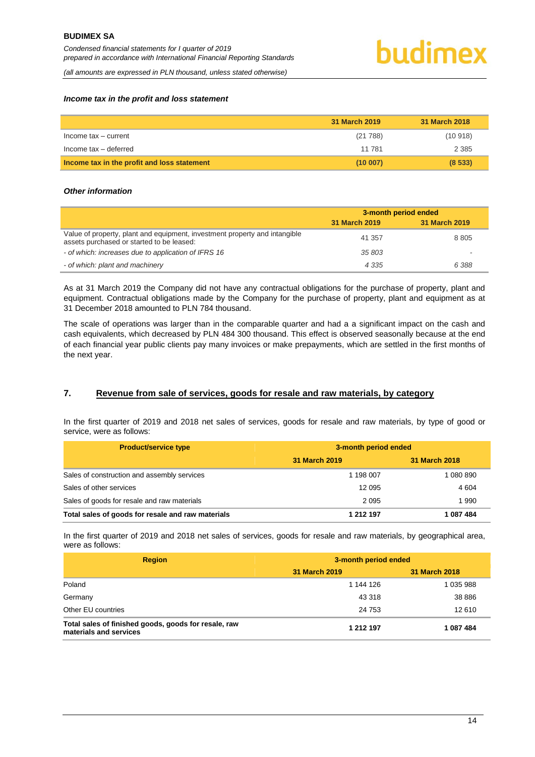***Income tax in the profit and loss statement***

| | 31 March 2019 | 31 March 2018 |
|---|---|---|
| Income tax – current | (21 788) | (10 918) |
| Income tax – deferred | 11 781 | 2 385 |
| **Income tax in the profit and loss statement** | **(10 007)** | **(8 533)** |

***Other information***

| | 3-month period ended | |
|---|---|---|
| | 31 March 2019 | 31 March 2019 |
| Value of property, plant and equipment, investment property and intangible assets purchased or started to be leased: | 41 357 | 8 805 |
| *- of which: increases due to application of IFRS 16* | *35 803* | *-* |
| *- of which: plant and machinery* | *4 335* | *6 388* |

As at 31 March 2019 the Company did not have any contractual obligations for the purchase of property, plant and equipment. Contractual obligations made by the Company for the purchase of property, plant and equipment as at 31 December 2018 amounted to PLN 784 thousand.

The scale of operations was larger than in the comparable quarter and had a a significant impact on the cash and cash equivalents, which decreased by PLN 484 300 thousand. This effect is observed seasonally because at the end of each financial year public clients pay many invoices or make prepayments, which are settled in the first months of the next year.

## 7. Revenue from sale of services, goods for resale and raw materials, by category

In the first quarter of 2019 and 2018 net sales of services, goods for resale and raw materials, by type of good or service, were as follows:

| Product/service type | 3-month period ended | |
|---|---|---|
| | 31 March 2019 | 31 March 2018 |
| Sales of construction and assembly services | 1 198 007 | 1 080 890 |
| Sales of other services | 12 095 | 4 604 |
| Sales of goods for resale and raw materials | 2 095 | 1 990 |
| **Total sales of goods for resale and raw materials** | **1 212 197** | **1 087 484** |

In the first quarter of 2019 and 2018 net sales of services, goods for resale and raw materials, by geographical area, were as follows:

| Region | 3-month period ended | |
|---|---|---|
| | 31 March 2019 | 31 March 2018 |
| Poland | 1 144 126 | 1 035 988 |
| Germany | 43 318 | 38 886 |
| Other EU countries | 24 753 | 12 610 |
| **Total sales of finished goods, goods for resale, raw materials and services** | **1 212 197** | **1 087 484** |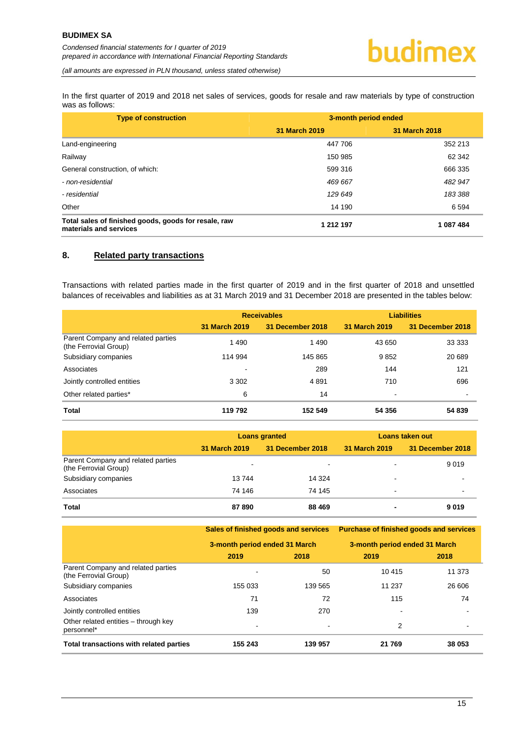In the first quarter of 2019 and 2018 net sales of services, goods for resale and raw materials by type of construction was as follows:

| Type of construction | 3-month period ended | |
|---|---|---|
| | 31 March 2019 | 31 March 2018 |
| Land-engineering | 447 706 | 352 213 |
| Railway | 150 985 | 62 342 |
| General construction, of which: | 599 316 | 666 335 |
| *- non-residential* | *469 667* | *482 947* |
| *- residential* | *129 649* | *183 388* |
| Other | 14 190 | 6 594 |
| **Total sales of finished goods, goods for resale, raw materials and services** | **1 212 197** | **1 087 484** |

## 8. Related party transactions

Transactions with related parties made in the first quarter of 2019 and in the first quarter of 2018 and unsettled balances of receivables and liabilities as at 31 March 2019 and 31 December 2018 are presented in the tables below:

| | Receivables | | Liabilities | |
|---|---|---|---|---|
| | 31 March 2019 | 31 December 2018 | 31 March 2019 | 31 December 2018 |
| Parent Company and related parties (the Ferrovial Group) | 1 490 | 1 490 | 43 650 | 33 333 |
| Subsidiary companies | 114 994 | 145 865 | 9 852 | 20 689 |
| Associates | - | 289 | 144 | 121 |
| Jointly controlled entities | 3 302 | 4 891 | 710 | 696 |
| Other related parties* | 6 | 14 | - | - |
| **Total** | **119 792** | **152 549** | **54 356** | **54 839** |

| | Loans granted | | Loans taken out | |
|---|---|---|---|---|
| | 31 March 2019 | 31 December 2018 | 31 March 2019 | 31 December 2018 |
| Parent Company and related parties (the Ferrovial Group) | - | - | - | 9 019 |
| Subsidiary companies | 13 744 | 14 324 | - | - |
| Associates | 74 146 | 74 145 | - | - |
| **Total** | **87 890** | **88 469** | **-** | **9 019** |

| | Sales of finished goods and services | | Purchase of finished goods and services | |
|---|---|---|---|---|
| | 3-month period ended 31 March | | 3-month period ended 31 March | |
| | 2019 | 2018 | 2019 | 2018 |
| Parent Company and related parties (the Ferrovial Group) | - | 50 | 10 415 | 11 373 |
| Subsidiary companies | 155 033 | 139 565 | 11 237 | 26 606 |
| Associates | 71 | 72 | 115 | 74 |
| Jointly controlled entities | 139 | 270 | - | - |
| Other related entities – through key personnel* | - | - | 2 | - |
| **Total transactions with related parties** | **155 243** | **139 957** | **21 769** | **38 053** |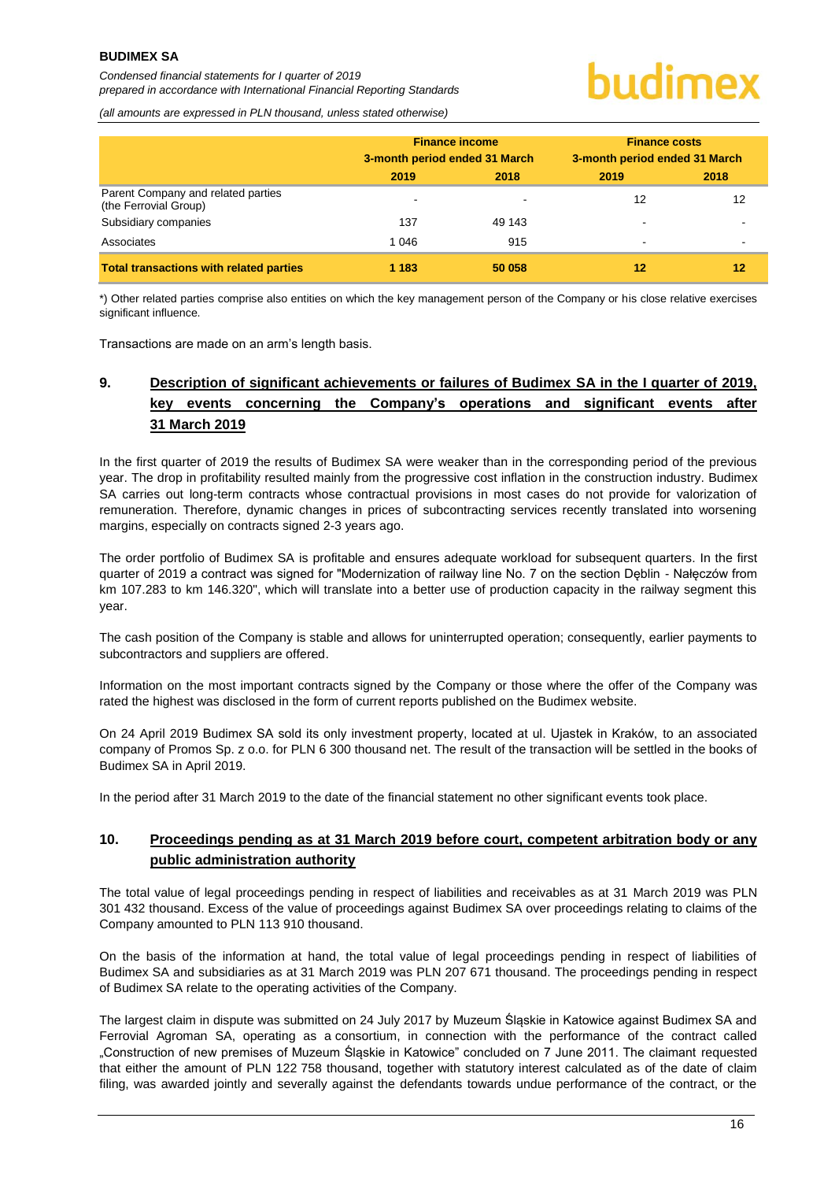|  | Finance income |  | Finance costs |  |
|---|---|---|---|---|
|  | 3-month period ended 31 March |  | 3-month period ended 31 March |  |
|  | 2019 | 2018 | 2019 | 2018 |
| Parent Company and related parties (the Ferrovial Group) | - | - | 12 | 12 |
| Subsidiary companies | 137 | 49 143 | - | - |
| Associates | 1 046 | 915 | - | - |
| **Total transactions with related parties** | **1 183** | **50 058** | **12** | **12** |

*) Other related parties comprise also entities on which the key management person of the Company or his close relative exercises significant influence.

Transactions are made on an arm's length basis.

## 9. Description of significant achievements or failures of Budimex SA in the I quarter of 2019, key events concerning the Company's operations and significant events after 31 March 2019

In the first quarter of 2019 the results of Budimex SA were weaker than in the corresponding period of the previous year. The drop in profitability resulted mainly from the progressive cost inflation in the construction industry. Budimex SA carries out long-term contracts whose contractual provisions in most cases do not provide for valorization of remuneration. Therefore, dynamic changes in prices of subcontracting services recently translated into worsening margins, especially on contracts signed 2-3 years ago.

The order portfolio of Budimex SA is profitable and ensures adequate workload for subsequent quarters. In the first quarter of 2019 a contract was signed for "Modernization of railway line No. 7 on the section Dęblin - Nałęczów from km 107.283 to km 146.320", which will translate into a better use of production capacity in the railway segment this year.

The cash position of the Company is stable and allows for uninterrupted operation; consequently, earlier payments to subcontractors and suppliers are offered.

Information on the most important contracts signed by the Company or those where the offer of the Company was rated the highest was disclosed in the form of current reports published on the Budimex website.

On 24 April 2019 Budimex SA sold its only investment property, located at ul. Ujastek in Kraków, to an associated company of Promos Sp. z o.o. for PLN 6 300 thousand net. The result of the transaction will be settled in the books of Budimex SA in April 2019.

In the period after 31 March 2019 to the date of the financial statement no other significant events took place.

## 10. Proceedings pending as at 31 March 2019 before court, competent arbitration body or any public administration authority

The total value of legal proceedings pending in respect of liabilities and receivables as at 31 March 2019 was PLN 301 432 thousand. Excess of the value of proceedings against Budimex SA over proceedings relating to claims of the Company amounted to PLN 113 910 thousand.

On the basis of the information at hand, the total value of legal proceedings pending in respect of liabilities of Budimex SA and subsidiaries as at 31 March 2019 was PLN 207 671 thousand. The proceedings pending in respect of Budimex SA relate to the operating activities of the Company.

The largest claim in dispute was submitted on 24 July 2017 by Muzeum Śląskie in Katowice against Budimex SA and Ferrovial Agroman SA, operating as a consortium, in connection with the performance of the contract called „Construction of new premises of Muzeum Śląskie in Katowice" concluded on 7 June 2011. The claimant requested that either the amount of PLN 122 758 thousand, together with statutory interest calculated as of the date of claim filing, was awarded jointly and severally against the defendants towards undue performance of the contract, or the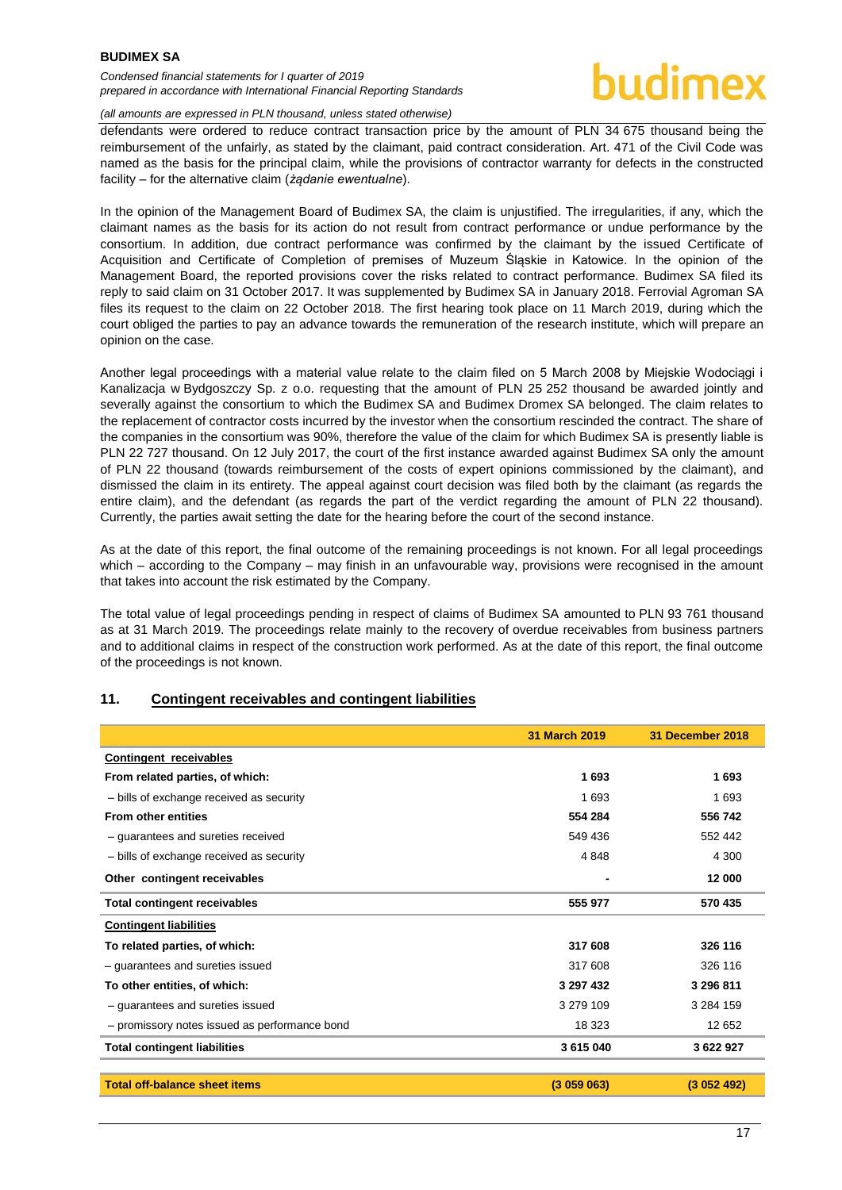defendants were ordered to reduce contract transaction price by the amount of PLN 34 675 thousand being the reimbursement of the unfairly, as stated by the claimant, paid contract consideration. Art. 471 of the Civil Code was named as the basis for the principal claim, while the provisions of contractor warranty for defects in the constructed facility – for the alternative claim (*żądanie ewentualne*).

In the opinion of the Management Board of Budimex SA, the claim is unjustified. The irregularities, if any, which the claimant names as the basis for its action do not result from contract performance or undue performance by the consortium. In addition, due contract performance was confirmed by the claimant by the issued Certificate of Acquisition and Certificate of Completion of premises of Muzeum Śląskie in Katowice. In the opinion of the Management Board, the reported provisions cover the risks related to contract performance. Budimex SA filed its reply to said claim on 31 October 2017. It was supplemented by Budimex SA in January 2018. Ferrovial Agroman SA files its request to the claim on 22 October 2018. The first hearing took place on 11 March 2019, during which the court obliged the parties to pay an advance towards the remuneration of the research institute, which will prepare an opinion on the case.

Another legal proceedings with a material value relate to the claim filed on 5 March 2008 by Miejskie Wodociągi i Kanalizacja w Bydgoszczy Sp. z o.o. requesting that the amount of PLN 25 252 thousand be awarded jointly and severally against the consortium to which the Budimex SA and Budimex Dromex SA belonged. The claim relates to the replacement of contractor costs incurred by the investor when the consortium rescinded the contract. The share of the companies in the consortium was 90%, therefore the value of the claim for which Budimex SA is presently liable is PLN 22 727 thousand. On 12 July 2017, the court of the first instance awarded against Budimex SA only the amount of PLN 22 thousand (towards reimbursement of the costs of expert opinions commissioned by the claimant), and dismissed the claim in its entirety. The appeal against court decision was filed both by the claimant (as regards the entire claim), and the defendant (as regards the part of the verdict regarding the amount of PLN 22 thousand). Currently, the parties await setting the date for the hearing before the court of the second instance.

As at the date of this report, the final outcome of the remaining proceedings is not known. For all legal proceedings which – according to the Company – may finish in an unfavourable way, provisions were recognised in the amount that takes into account the risk estimated by the Company.

The total value of legal proceedings pending in respect of claims of Budimex SA amounted to PLN 93 761 thousand as at 31 March 2019. The proceedings relate mainly to the recovery of overdue receivables from business partners and to additional claims in respect of the construction work performed. As at the date of this report, the final outcome of the proceedings is not known.

## 11. Contingent receivables and contingent liabilities

| | 31 March 2019 | 31 December 2018 |
|---|---|---|
| **Contingent receivables** | | |
| **From related parties, of which:** | **1 693** | **1 693** |
| – bills of exchange received as security | 1 693 | 1 693 |
| **From other entities** | **554 284** | **556 742** |
| – guarantees and sureties received | 549 436 | 552 442 |
| – bills of exchange received as security | 4 848 | 4 300 |
| **Other contingent receivables** | **-** | **12 000** |
| **Total contingent receivables** | **555 977** | **570 435** |
| **Contingent liabilities** | | |
| **To related parties, of which:** | **317 608** | **326 116** |
| – guarantees and sureties issued | 317 608 | 326 116 |
| **To other entities, of which:** | **3 297 432** | **3 296 811** |
| – guarantees and sureties issued | 3 279 109 | 3 284 159 |
| – promissory notes issued as performance bond | 18 323 | 12 652 |
| **Total contingent liabilities** | **3 615 040** | **3 622 927** |
| **Total off-balance sheet items** | **(3 059 063)** | **(3 052 492)** |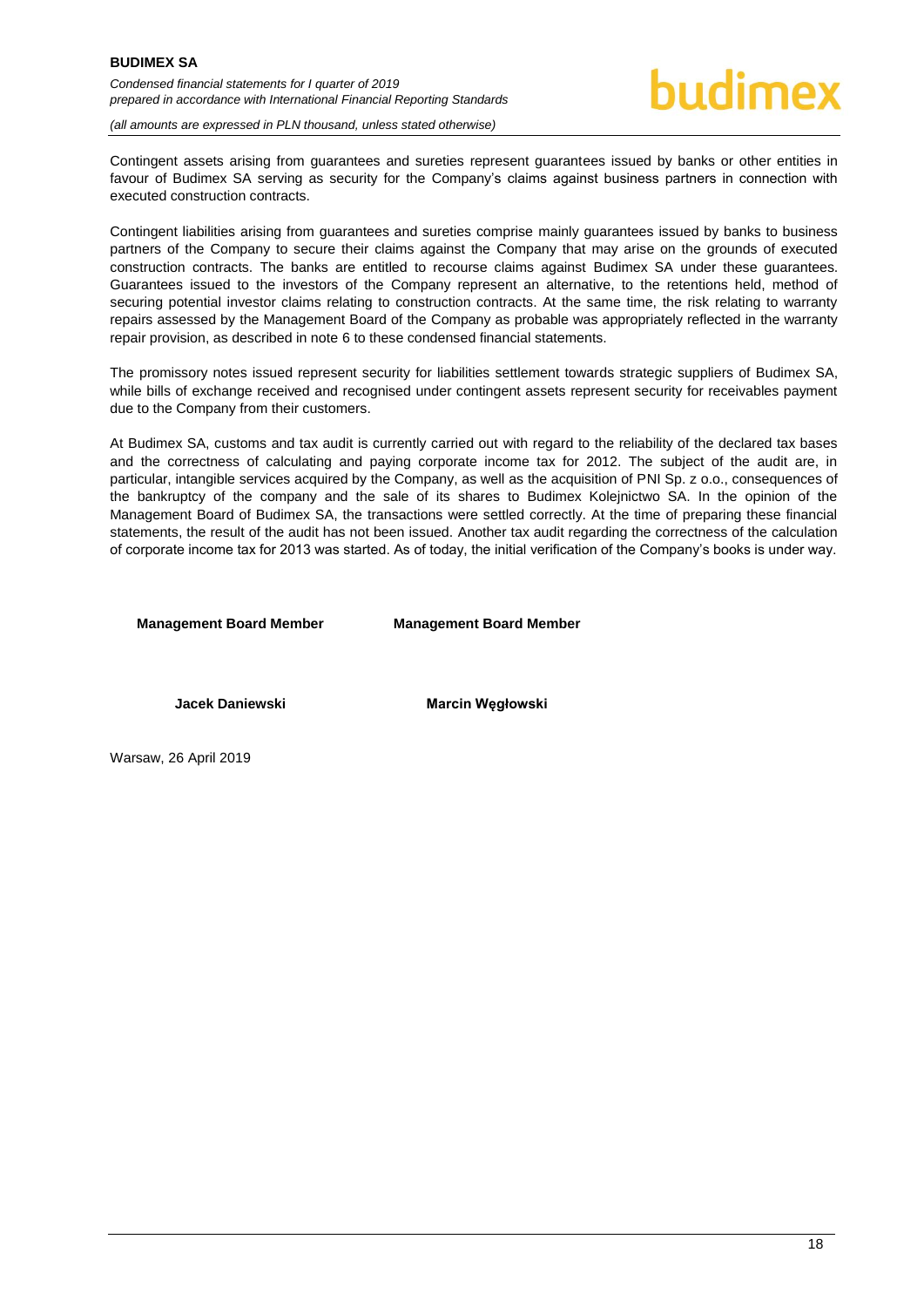Contingent assets arising from guarantees and sureties represent guarantees issued by banks or other entities in favour of Budimex SA serving as security for the Company's claims against business partners in connection with executed construction contracts.

Contingent liabilities arising from guarantees and sureties comprise mainly guarantees issued by banks to business partners of the Company to secure their claims against the Company that may arise on the grounds of executed construction contracts. The banks are entitled to recourse claims against Budimex SA under these guarantees. Guarantees issued to the investors of the Company represent an alternative, to the retentions held, method of securing potential investor claims relating to construction contracts. At the same time, the risk relating to warranty repairs assessed by the Management Board of the Company as probable was appropriately reflected in the warranty repair provision, as described in note 6 to these condensed financial statements.

The promissory notes issued represent security for liabilities settlement towards strategic suppliers of Budimex SA, while bills of exchange received and recognised under contingent assets represent security for receivables payment due to the Company from their customers.

At Budimex SA, customs and tax audit is currently carried out with regard to the reliability of the declared tax bases and the correctness of calculating and paying corporate income tax for 2012. The subject of the audit are, in particular, intangible services acquired by the Company, as well as the acquisition of PNI Sp. z o.o., consequences of the bankruptcy of the company and the sale of its shares to Budimex Kolejnictwo SA. In the opinion of the Management Board of Budimex SA, the transactions were settled correctly. At the time of preparing these financial statements, the result of the audit has not been issued. Another tax audit regarding the correctness of the calculation of corporate income tax for 2013 was started. As of today, the initial verification of the Company's books is under way.

**Management Board Member** **Management Board Member**

**Jacek Daniewski** **Marcin Węgłowski**

Warsaw, 26 April 2019